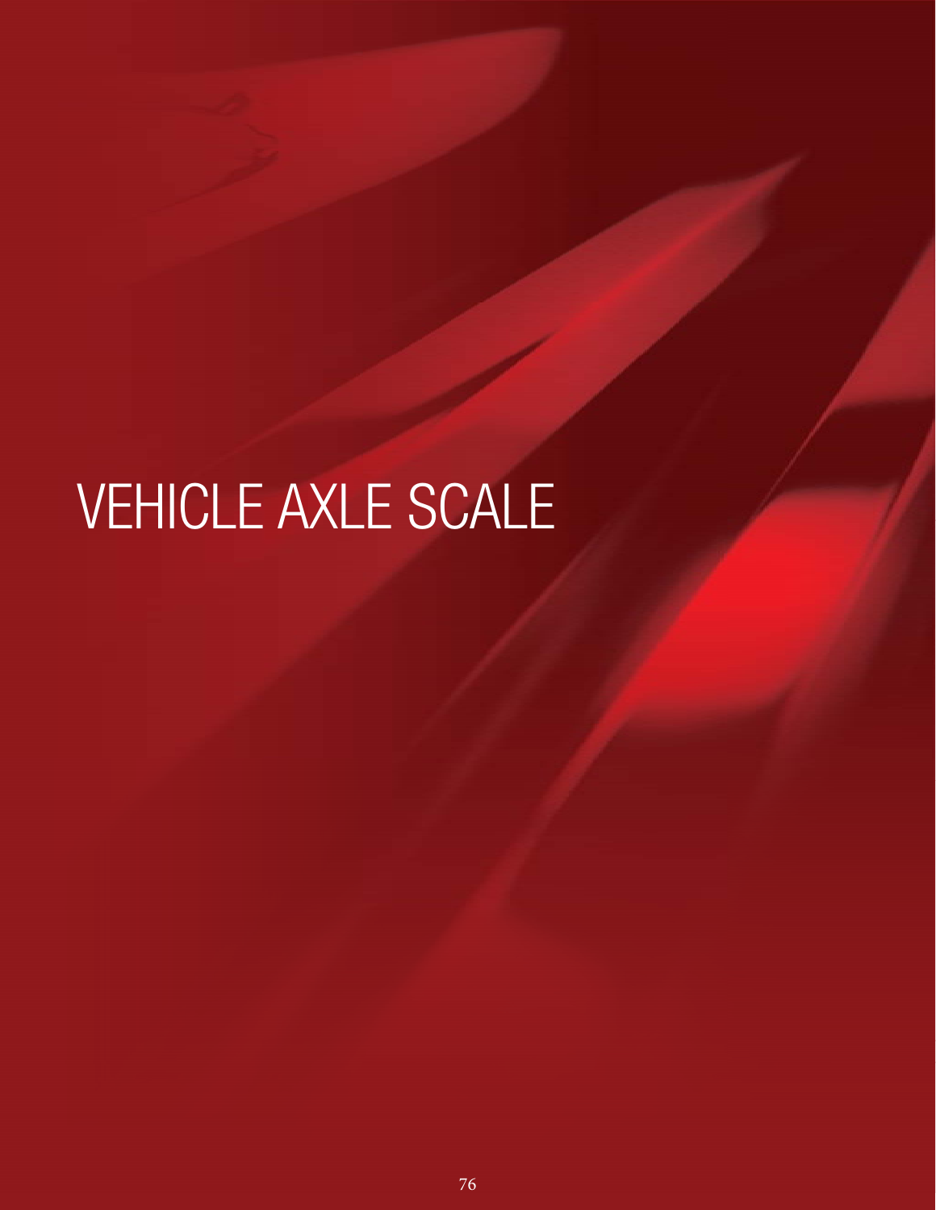# VEHICLE AXLE SCALE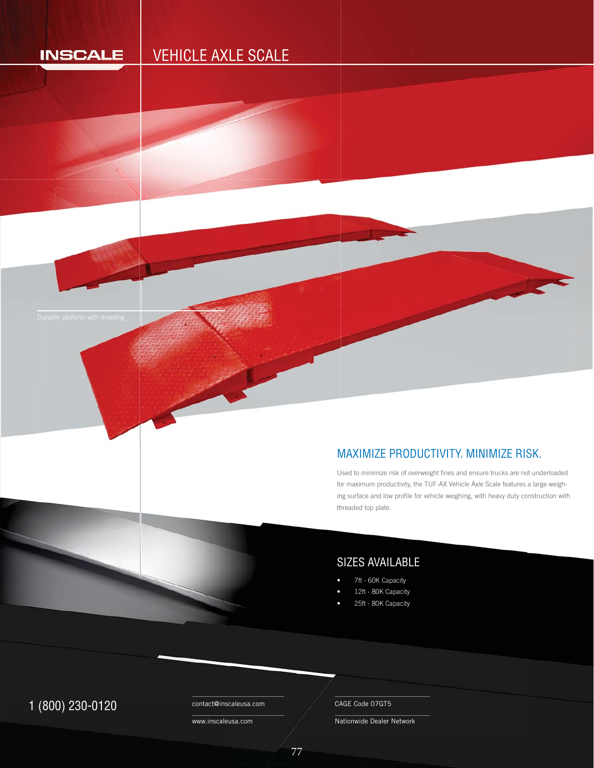INSCALE

# VEHICLE AXLE SCALE

Durable platform with treading

## MAXIMIZE PRODUCTIVITY. MINIMIZE RISK.

Used to minimize risk of overweight fines and ensure trucks are not underloaded for maximum productivity, the TUF-AX Vehicle Axle Scale features a large weighing surface and low profile for vehicle weighing, with heavy duty construction with threaded top plate.

## SIZES AVAILABLE

- 7ft - 60K Capacity
- 12ft - 80K Capacity
- 25ft - 80K Capacity

1 (800) 230-0120

contact@inscaleusa.com

www.inscaleusa.com

CAGE Code 07GT5

Nationwide Dealer Network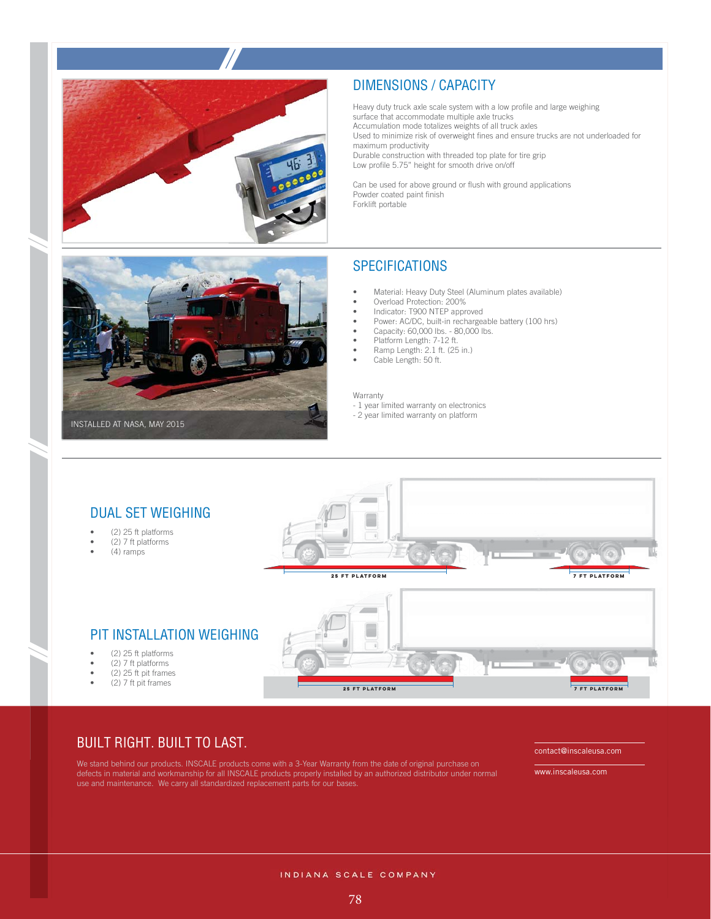## DIMENSIONS / CAPACITY

Heavy duty truck axle scale system with a low profile and large weighing surface that accommodate multiple axle trucks
Accumulation mode totalizes weights of all truck axles
Used to minimize risk of overweight fines and ensure trucks are not underloaded for maximum productivity
Durable construction with threaded top plate for tire grip
Low profile 5.75" height for smooth drive on/off

Can be used for above ground or flush with ground applications
Powder coated paint finish
Forklift portable

INSTALLED AT NASA, MAY 2015

## SPECIFICATIONS

- Material: Heavy Duty Steel (Aluminum plates available)
- Overload Protection: 200%
- Indicator: T900 NTEP approved
- Power: AC/DC, built-in rechargeable battery (100 hrs)
- Capacity: 60,000 lbs. - 80,000 lbs.
- Platform Length: 7-12 ft.
- Ramp Length: 2.1 ft. (25 in.)
- Cable Length: 50 ft.

Warranty
- 1 year limited warranty on electronics
- 2 year limited warranty on platform

## DUAL SET WEIGHING

- (2) 25 ft platforms
- (2) 7 ft platforms
- (4) ramps

25 FT PLATFORM
7 FT PLATFORM

## PIT INSTALLATION WEIGHING

- (2) 25 ft platforms
- (2) 7 ft platforms
- (2) 25 ft pit frames
- (2) 7 ft pit frames

25 FT PLATFORM
7 FT PLATFORM

## BUILT RIGHT. BUILT TO LAST.

We stand behind our products. INSCALE products come with a 3-Year Warranty from the date of original purchase on defects in material and workmanship for all INSCALE products properly installed by an authorized distributor under normal use and maintenance. We carry all standardized replacement parts for our bases.

contact@inscaleusa.com

www.inscaleusa.com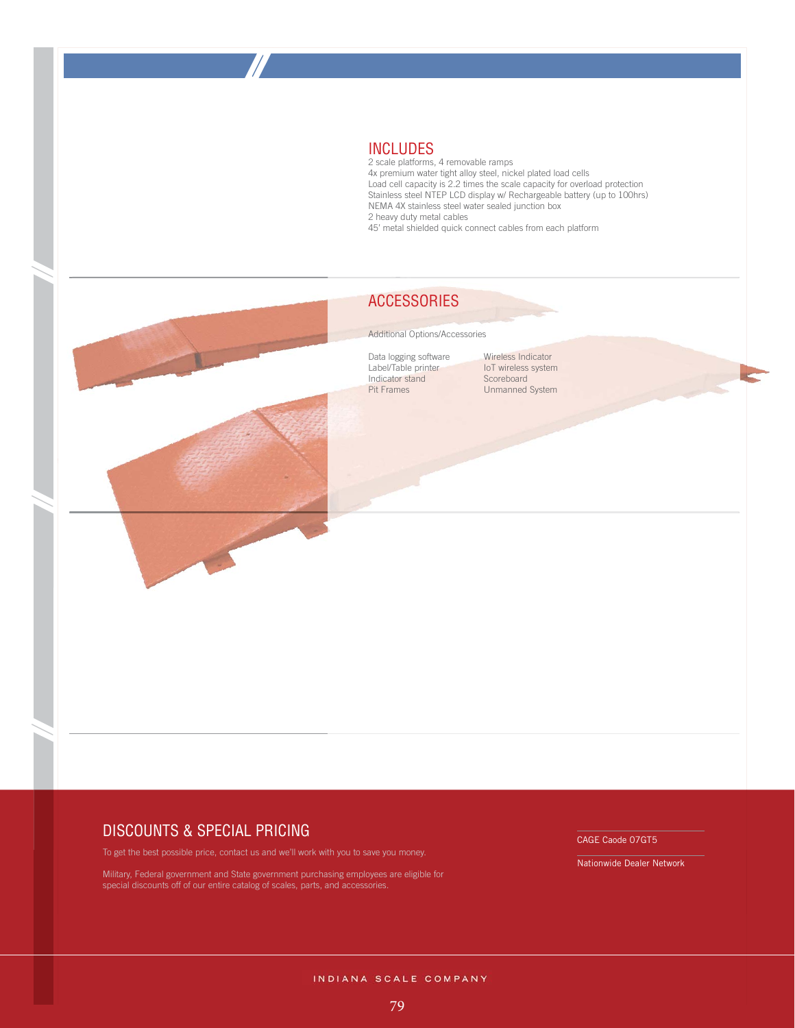## INCLUDES

2 scale platforms, 4 removable ramps
4x premium water tight alloy steel, nickel plated load cells
Load cell capacity is 2.2 times the scale capacity for overload protection
Stainless steel NTEP LCD display w/ Rechargeable battery (up to 100hrs)
NEMA 4X stainless steel water sealed junction box
2 heavy duty metal cables
45' metal shielded quick connect cables from each platform

## ACCESSORIES

Additional Options/Accessories

- Data logging software
- Label/Table printer
- Indicator stand
- Pit Frames
- Wireless Indicator
- IoT wireless system
- Scoreboard
- Unmanned System

## DISCOUNTS & SPECIAL PRICING

To get the best possible price, contact us and we'll work with you to save you money.

Military, Federal government and State government purchasing employees are eligible for special discounts off of our entire catalog of scales, parts, and accessories.

CAGE Caode 07GT5

Nationwide Dealer Network

INDIANA SCALE COMPANY